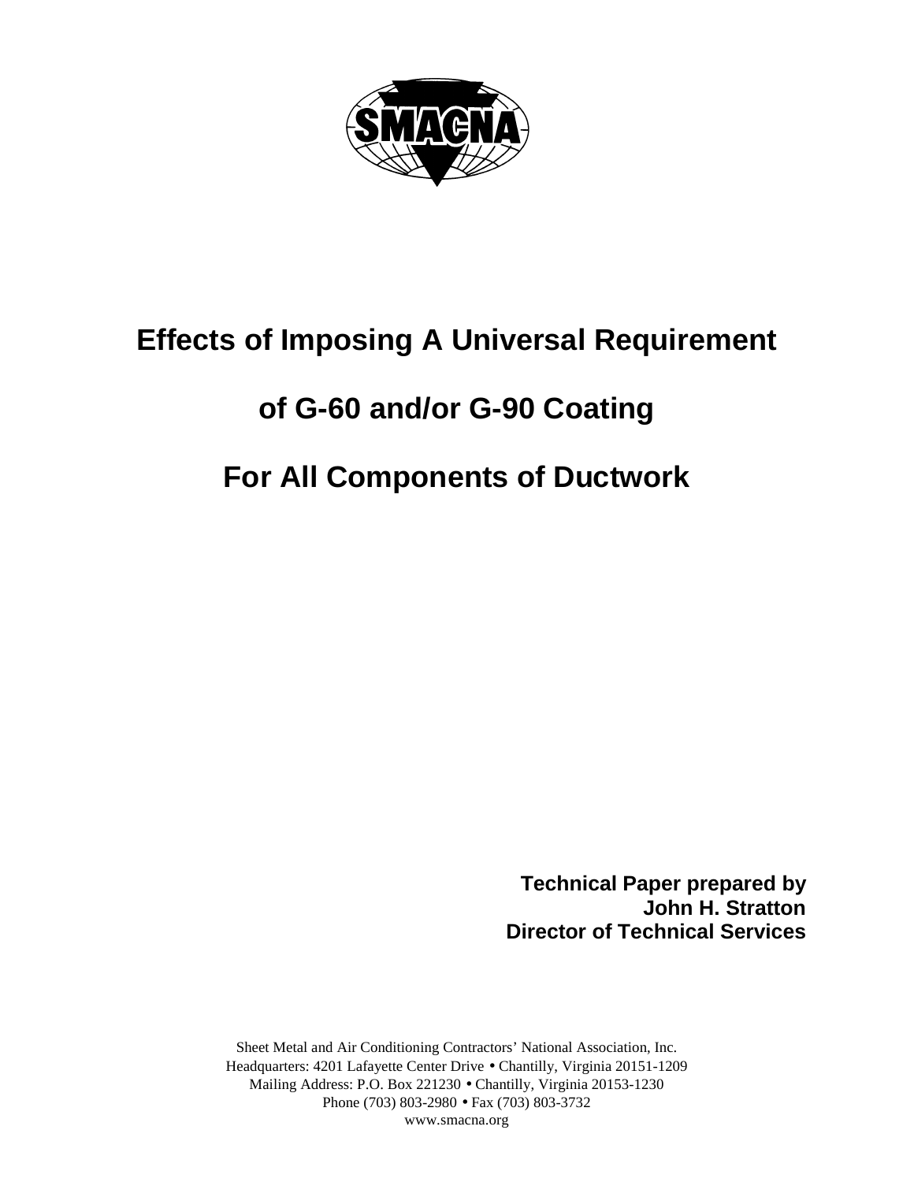# Effects of Imposing A Universal Requirement of G-60 and/or G-90 Coating For All Components of Ductwork

**Technical Paper prepared by**
**John H. Stratton**
**Director of Technical Services**

Sheet Metal and Air Conditioning Contractors' National Association, Inc.
Headquarters: 4201 Lafayette Center Drive • Chantilly, Virginia 20151-1209
Mailing Address: P.O. Box 221230 • Chantilly, Virginia 20153-1230
Phone (703) 803-2980 • Fax (703) 803-3732
www.smacna.org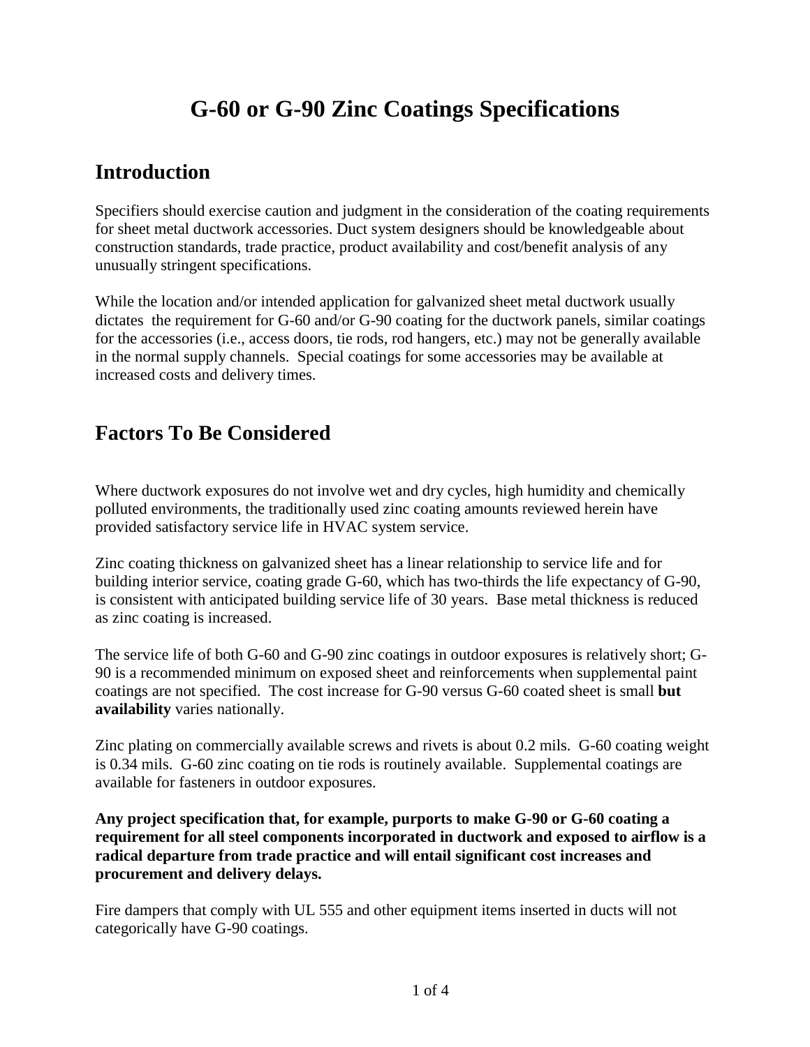# G-60 or G-90 Zinc Coatings Specifications

## Introduction

Specifiers should exercise caution and judgment in the consideration of the coating requirements for sheet metal ductwork accessories. Duct system designers should be knowledgeable about construction standards, trade practice, product availability and cost/benefit analysis of any unusually stringent specifications.

While the location and/or intended application for galvanized sheet metal ductwork usually dictates the requirement for G-60 and/or G-90 coating for the ductwork panels, similar coatings for the accessories (i.e., access doors, tie rods, rod hangers, etc.) may not be generally available in the normal supply channels. Special coatings for some accessories may be available at increased costs and delivery times.

## Factors To Be Considered

Where ductwork exposures do not involve wet and dry cycles, high humidity and chemically polluted environments, the traditionally used zinc coating amounts reviewed herein have provided satisfactory service life in HVAC system service.

Zinc coating thickness on galvanized sheet has a linear relationship to service life and for building interior service, coating grade G-60, which has two-thirds the life expectancy of G-90, is consistent with anticipated building service life of 30 years. Base metal thickness is reduced as zinc coating is increased.

The service life of both G-60 and G-90 zinc coatings in outdoor exposures is relatively short; G-90 is a recommended minimum on exposed sheet and reinforcements when supplemental paint coatings are not specified. The cost increase for G-90 versus G-60 coated sheet is small **but availability** varies nationally.

Zinc plating on commercially available screws and rivets is about 0.2 mils. G-60 coating weight is 0.34 mils. G-60 zinc coating on tie rods is routinely available. Supplemental coatings are available for fasteners in outdoor exposures.

**Any project specification that, for example, purports to make G-90 or G-60 coating a requirement for all steel components incorporated in ductwork and exposed to airflow is a radical departure from trade practice and will entail significant cost increases and procurement and delivery delays.**

Fire dampers that comply with UL 555 and other equipment items inserted in ducts will not categorically have G-90 coatings.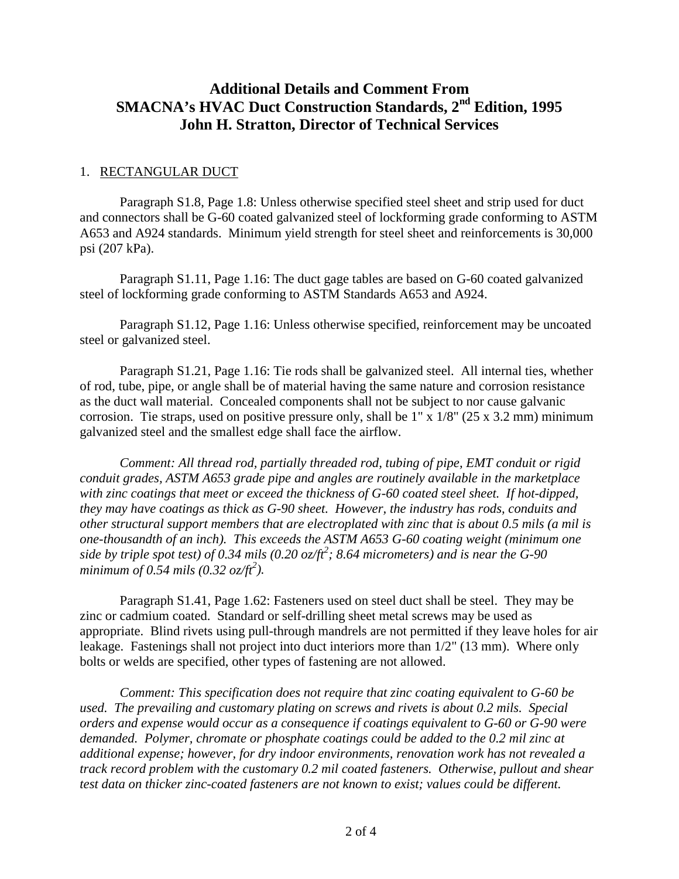# Additional Details and Comment From SMACNA's HVAC Duct Construction Standards, 2nd Edition, 1995 John H. Stratton, Director of Technical Services

1. RECTANGULAR DUCT

Paragraph S1.8, Page 1.8: Unless otherwise specified steel sheet and strip used for duct and connectors shall be G-60 coated galvanized steel of lockforming grade conforming to ASTM A653 and A924 standards. Minimum yield strength for steel sheet and reinforcements is 30,000 psi (207 kPa).

Paragraph S1.11, Page 1.16: The duct gage tables are based on G-60 coated galvanized steel of lockforming grade conforming to ASTM Standards A653 and A924.

Paragraph S1.12, Page 1.16: Unless otherwise specified, reinforcement may be uncoated steel or galvanized steel.

Paragraph S1.21, Page 1.16: Tie rods shall be galvanized steel. All internal ties, whether of rod, tube, pipe, or angle shall be of material having the same nature and corrosion resistance as the duct wall material. Concealed components shall not be subject to nor cause galvanic corrosion. Tie straps, used on positive pressure only, shall be 1" x 1/8" (25 x 3.2 mm) minimum galvanized steel and the smallest edge shall face the airflow.

*Comment: All thread rod, partially threaded rod, tubing of pipe, EMT conduit or rigid conduit grades, ASTM A653 grade pipe and angles are routinely available in the marketplace with zinc coatings that meet or exceed the thickness of G-60 coated steel sheet. If hot-dipped, they may have coatings as thick as G-90 sheet. However, the industry has rods, conduits and other structural support members that are electroplated with zinc that is about 0.5 mils (a mil is one-thousandth of an inch). This exceeds the ASTM A653 G-60 coating weight (minimum one side by triple spot test) of 0.34 mils (0.20 oz/ft$^2$; 8.64 micrometers) and is near the G-90 minimum of 0.54 mils (0.32 oz/ft$^2$).*

Paragraph S1.41, Page 1.62: Fasteners used on steel duct shall be steel. They may be zinc or cadmium coated. Standard or self-drilling sheet metal screws may be used as appropriate. Blind rivets using pull-through mandrels are not permitted if they leave holes for air leakage. Fastenings shall not project into duct interiors more than 1/2" (13 mm). Where only bolts or welds are specified, other types of fastening are not allowed.

*Comment: This specification does not require that zinc coating equivalent to G-60 be used. The prevailing and customary plating on screws and rivets is about 0.2 mils. Special orders and expense would occur as a consequence if coatings equivalent to G-60 or G-90 were demanded. Polymer, chromate or phosphate coatings could be added to the 0.2 mil zinc at additional expense; however, for dry indoor environments, renovation work has not revealed a track record problem with the customary 0.2 mil coated fasteners. Otherwise, pullout and shear test data on thicker zinc-coated fasteners are not known to exist; values could be different.*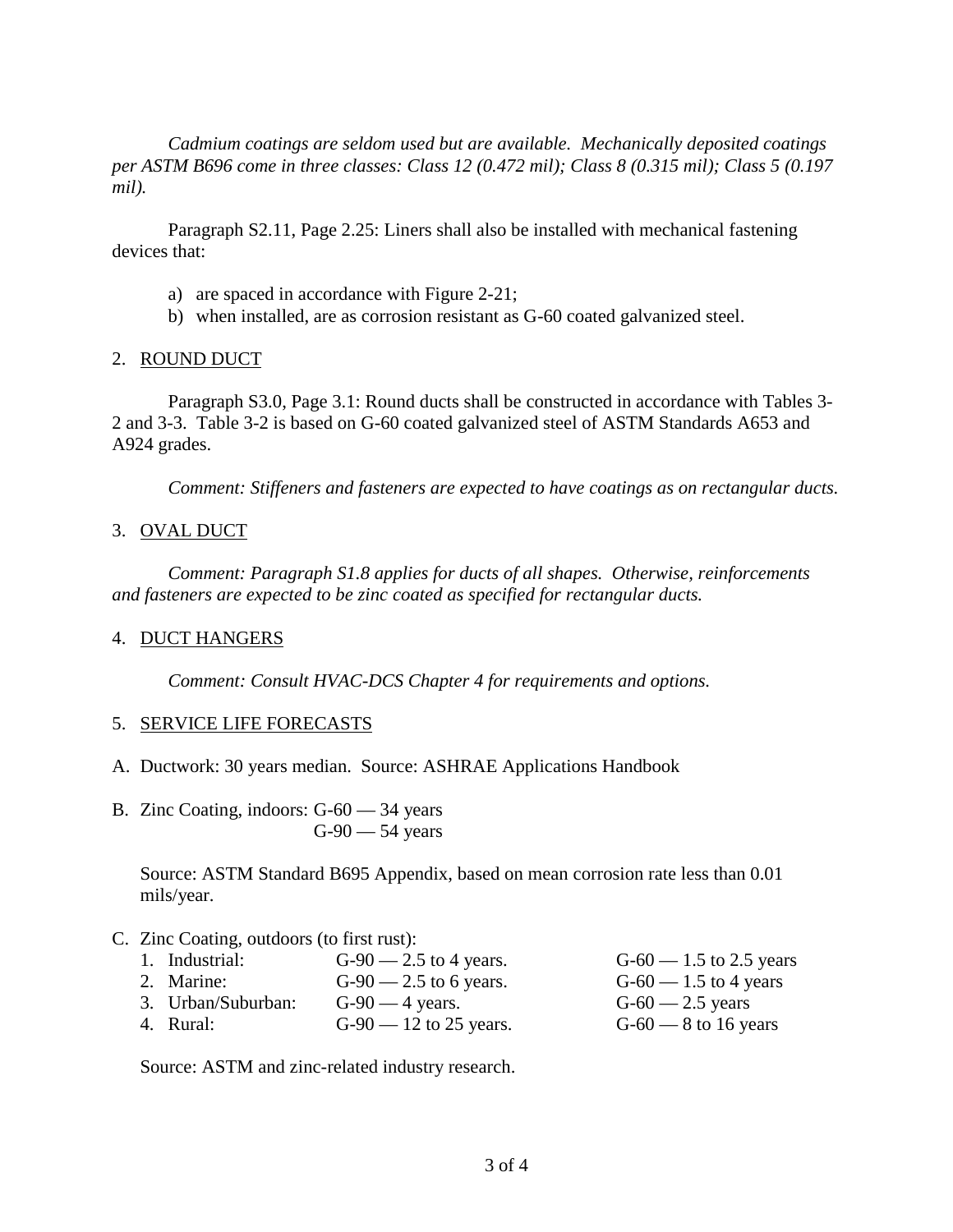*Cadmium coatings are seldom used but are available. Mechanically deposited coatings per ASTM B696 come in three classes: Class 12 (0.472 mil); Class 8 (0.315 mil); Class 5 (0.197 mil).*

Paragraph S2.11, Page 2.25: Liners shall also be installed with mechanical fastening devices that:

a) are spaced in accordance with Figure 2-21;
b) when installed, are as corrosion resistant as G-60 coated galvanized steel.

2. ROUND DUCT

Paragraph S3.0, Page 3.1: Round ducts shall be constructed in accordance with Tables 3-2 and 3-3. Table 3-2 is based on G-60 coated galvanized steel of ASTM Standards A653 and A924 grades.

*Comment: Stiffeners and fasteners are expected to have coatings as on rectangular ducts.*

3. OVAL DUCT

*Comment: Paragraph S1.8 applies for ducts of all shapes. Otherwise, reinforcements and fasteners are expected to be zinc coated as specified for rectangular ducts.*

4. DUCT HANGERS

*Comment: Consult HVAC-DCS Chapter 4 for requirements and options.*

5. SERVICE LIFE FORECASTS

A. Ductwork: 30 years median. Source: ASHRAE Applications Handbook

B. Zinc Coating, indoors: G-60 — 34 years
G-90 — 54 years

Source: ASTM Standard B695 Appendix, based on mean corrosion rate less than 0.01 mils/year.

C. Zinc Coating, outdoors (to first rust):

| | | |
|---|---|---|
| 1. Industrial: | G-90 — 2.5 to 4 years. | G-60 — 1.5 to 2.5 years |
| 2. Marine: | G-90 — 2.5 to 6 years. | G-60 — 1.5 to 4 years |
| 3. Urban/Suburban: | G-90 — 4 years. | G-60 — 2.5 years |
| 4. Rural: | G-90 — 12 to 25 years. | G-60 — 8 to 16 years |

Source: ASTM and zinc-related industry research.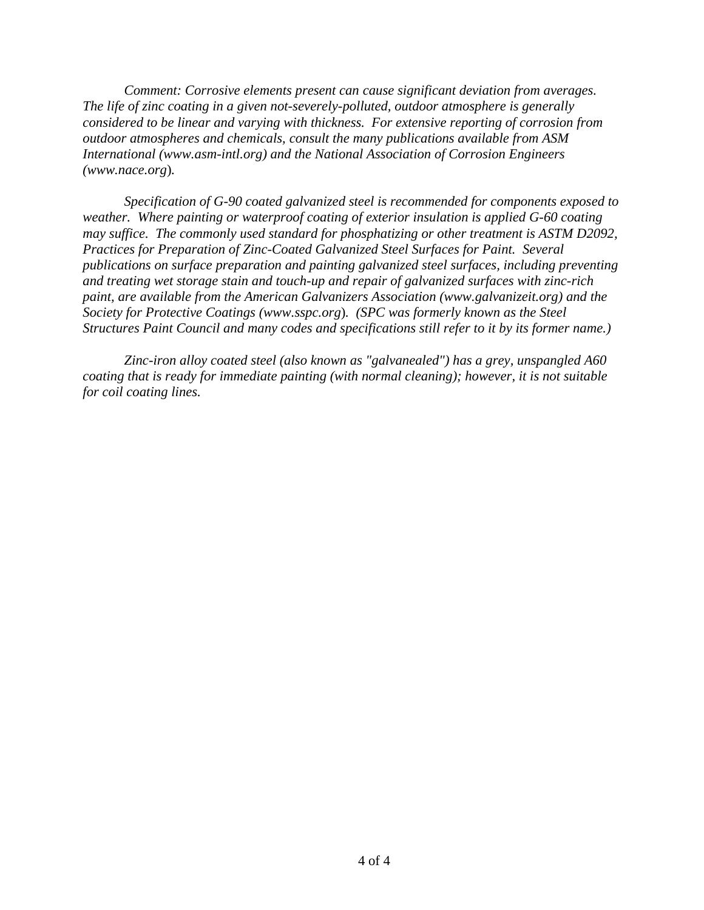*Comment: Corrosive elements present can cause significant deviation from averages. The life of zinc coating in a given not-severely-polluted, outdoor atmosphere is generally considered to be linear and varying with thickness. For extensive reporting of corrosion from outdoor atmospheres and chemicals, consult the many publications available from ASM International (www.asm-intl.org) and the National Association of Corrosion Engineers (www.nace.org).*

*Specification of G-90 coated galvanized steel is recommended for components exposed to weather. Where painting or waterproof coating of exterior insulation is applied G-60 coating may suffice. The commonly used standard for phosphatizing or other treatment is ASTM D2092, Practices for Preparation of Zinc-Coated Galvanized Steel Surfaces for Paint. Several publications on surface preparation and painting galvanized steel surfaces, including preventing and treating wet storage stain and touch-up and repair of galvanized surfaces with zinc-rich paint, are available from the American Galvanizers Association (www.galvanizeit.org) and the Society for Protective Coatings (www.sspc.org). (SPC was formerly known as the Steel Structures Paint Council and many codes and specifications still refer to it by its former name.)*

*Zinc-iron alloy coated steel (also known as "galvanealed") has a grey, unspangled A60 coating that is ready for immediate painting (with normal cleaning); however, it is not suitable for coil coating lines.*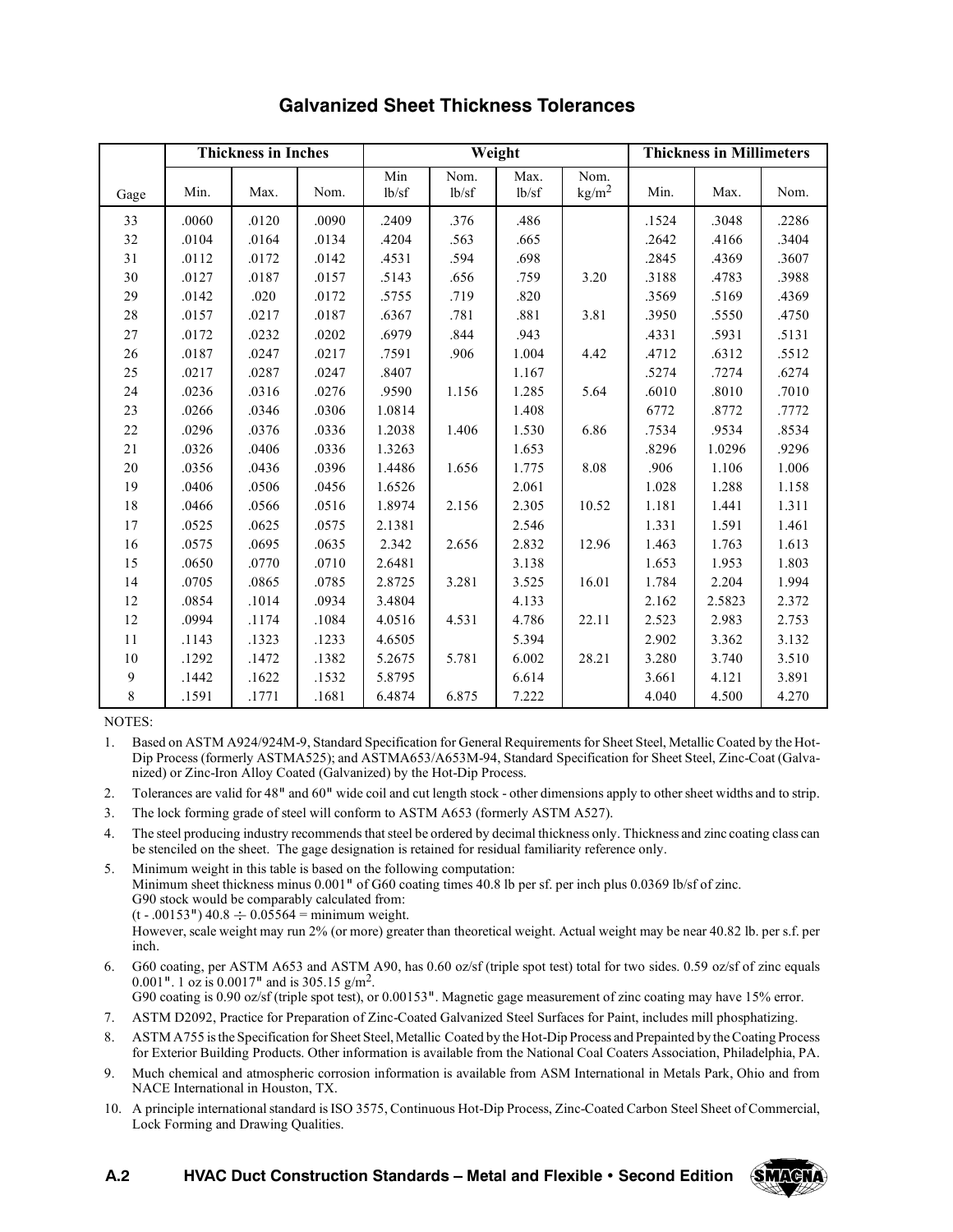## Galvanized Sheet Thickness Tolerances

| | Thickness in Inches | | | Weight | | | | Thickness in Millimeters | | |
|---|---|---|---|---|---|---|---|---|---|---|
| Gage | Min. | Max. | Nom. | Min lb/sf | Nom. lb/sf | Max. lb/sf | Nom. kg/m$^2$ | Min. | Max. | Nom. |
| 33 | .0060 | .0120 | .0090 | .2409 | .376 | .486 | | .1524 | .3048 | .2286 |
| 32 | .0104 | .0164 | .0134 | .4204 | .563 | .665 | | .2642 | .4166 | .3404 |
| 31 | .0112 | .0172 | .0142 | .4531 | .594 | .698 | | .2845 | .4369 | .3607 |
| 30 | .0127 | .0187 | .0157 | .5143 | .656 | .759 | 3.20 | .3188 | .4783 | .3988 |
| 29 | .0142 | .020 | .0172 | .5755 | .719 | .820 | | .3569 | .5169 | .4369 |
| 28 | .0157 | .0217 | .0187 | .6367 | .781 | .881 | 3.81 | .3950 | .5550 | .4750 |
| 27 | .0172 | .0232 | .0202 | .6979 | .844 | .943 | | .4331 | .5931 | .5131 |
| 26 | .0187 | .0247 | .0217 | .7591 | .906 | 1.004 | 4.42 | .4712 | .6312 | .5512 |
| 25 | .0217 | .0287 | .0247 | .8407 | | 1.167 | | .5274 | .7274 | .6274 |
| 24 | .0236 | .0316 | .0276 | .9590 | 1.156 | 1.285 | 5.64 | .6010 | .8010 | .7010 |
| 23 | .0266 | .0346 | .0306 | 1.0814 | | 1.408 | | 6772 | .8772 | .7772 |
| 22 | .0296 | .0376 | .0336 | 1.2038 | 1.406 | 1.530 | 6.86 | .7534 | .9534 | .8534 |
| 21 | .0326 | .0406 | .0336 | 1.3263 | | 1.653 | | .8296 | 1.0296 | .9296 |
| 20 | .0356 | .0436 | .0396 | 1.4486 | 1.656 | 1.775 | 8.08 | .906 | 1.106 | 1.006 |
| 19 | .0406 | .0506 | .0456 | 1.6526 | | 2.061 | | 1.028 | 1.288 | 1.158 |
| 18 | .0466 | .0566 | .0516 | 1.8974 | 2.156 | 2.305 | 10.52 | 1.181 | 1.441 | 1.311 |
| 17 | .0525 | .0625 | .0575 | 2.1381 | | 2.546 | | 1.331 | 1.591 | 1.461 |
| 16 | .0575 | .0695 | .0635 | 2.342 | 2.656 | 2.832 | 12.96 | 1.463 | 1.763 | 1.613 |
| 15 | .0650 | .0770 | .0710 | 2.6481 | | 3.138 | | 1.653 | 1.953 | 1.803 |
| 14 | .0705 | .0865 | .0785 | 2.8725 | 3.281 | 3.525 | 16.01 | 1.784 | 2.204 | 1.994 |
| 12 | .0854 | .1014 | .0934 | 3.4804 | | 4.133 | | 2.162 | 2.5823 | 2.372 |
| 12 | .0994 | .1174 | .1084 | 4.0516 | 4.531 | 4.786 | 22.11 | 2.523 | 2.983 | 2.753 |
| 11 | .1143 | .1323 | .1233 | 4.6505 | | 5.394 | | 2.902 | 3.362 | 3.132 |
| 10 | .1292 | .1472 | .1382 | 5.2675 | 5.781 | 6.002 | 28.21 | 3.280 | 3.740 | 3.510 |
| 9 | .1442 | .1622 | .1532 | 5.8795 | | 6.614 | | 3.661 | 4.121 | 3.891 |
| 8 | .1591 | .1771 | .1681 | 6.4874 | 6.875 | 7.222 | | 4.040 | 4.500 | 4.270 |

NOTES:

1. Based on ASTM A924/924M-9, Standard Specification for General Requirements for Sheet Steel, Metallic Coated by the Hot-Dip Process (formerly ASTMA525); and ASTMA653/A653M-94, Standard Specification for Sheet Steel, Zinc-Coat (Galvanized) or Zinc-Iron Alloy Coated (Galvanized) by the Hot-Dip Process.
2. Tolerances are valid for 48" and 60" wide coil and cut length stock - other dimensions apply to other sheet widths and to strip.
3. The lock forming grade of steel will conform to ASTM A653 (formerly ASTM A527).
4. The steel producing industry recommends that steel be ordered by decimal thickness only. Thickness and zinc coating class can be stenciled on the sheet. The gage designation is retained for residual familiarity reference only.
5. Minimum weight in this table is based on the following computation:
   Minimum sheet thickness minus 0.001" of G60 coating times 40.8 lb per sf. per inch plus 0.0369 lb/sf of zinc.
   G90 stock would be comparably calculated from:
   (t - .00153") 40.8 ÷ 0.05564 = minimum weight.
   However, scale weight may run 2% (or more) greater than theoretical weight. Actual weight may be near 40.82 lb. per s.f. per inch.
6. G60 coating, per ASTM A653 and ASTM A90, has 0.60 oz/sf (triple spot test) total for two sides. 0.59 oz/sf of zinc equals 0.001". 1 oz is 0.0017" and is 305.15 g/m$^2$.
   G90 coating is 0.90 oz/sf (triple spot test), or 0.00153". Magnetic gage measurement of zinc coating may have 15% error.
7. ASTM D2092, Practice for Preparation of Zinc-Coated Galvanized Steel Surfaces for Paint, includes mill phosphatizing.
8. ASTM A755 is the Specification for Sheet Steel, Metallic Coated by the Hot-Dip Process and Prepainted by the Coating Process for Exterior Building Products. Other information is available from the National Coal Coaters Association, Philadelphia, PA.
9. Much chemical and atmospheric corrosion information is available from ASM International in Metals Park, Ohio and from NACE International in Houston, TX.
10. A principle international standard is ISO 3575, Continuous Hot-Dip Process, Zinc-Coated Carbon Steel Sheet of Commercial, Lock Forming and Drawing Qualities.